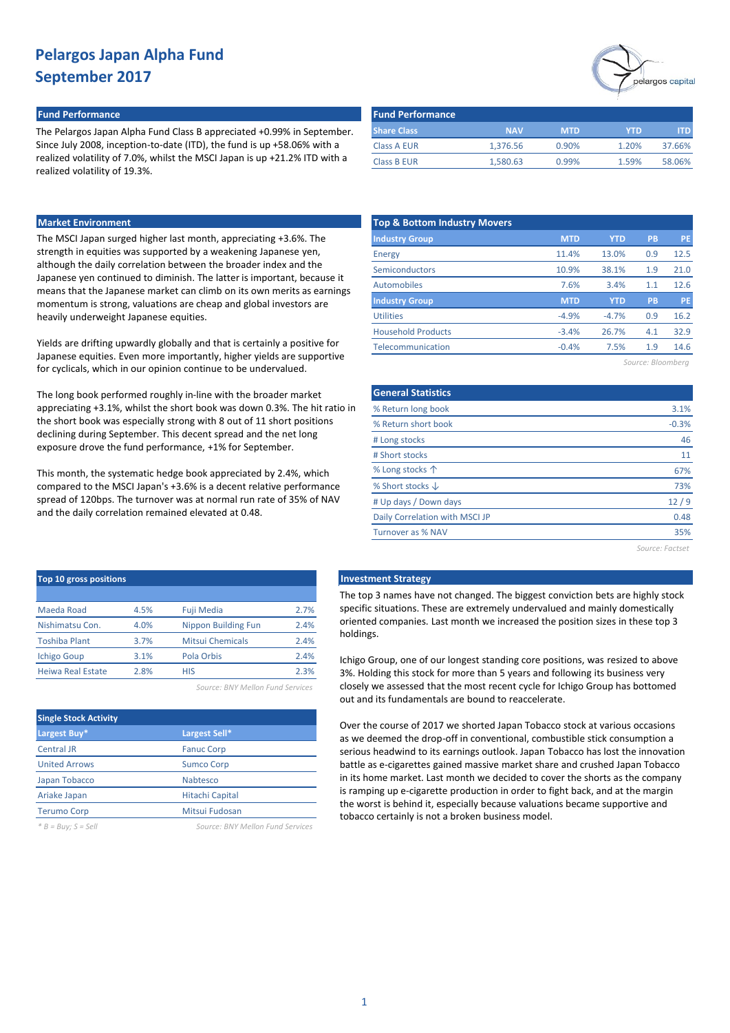# Pelargos Japan Alpha Fund
# September 2017

## Fund Performance

The Pelargos Japan Alpha Fund Class B appreciated +0.99% in September. Since July 2008, inception-to-date (ITD), the fund is up +58.06% with a realized volatility of 7.0%, whilst the MSCI Japan is up +21.2% ITD with a realized volatility of 19.3%.

| Share Class | NAV | MTD | YTD | ITD |
|---|---|---|---|---|
| Class A EUR | 1,376.56 | 0.90% | 1.20% | 37.66% |
| Class B EUR | 1,580.63 | 0.99% | 1.59% | 58.06% |

## Market Environment

The MSCI Japan surged higher last month, appreciating +3.6%. The strength in equities was supported by a weakening Japanese yen, although the daily correlation between the broader index and the Japanese yen continued to diminish. The latter is important, because it means that the Japanese market can climb on its own merits as earnings momentum is strong, valuations are cheap and global investors are heavily underweight Japanese equities.

Yields are drifting upwardly globally and that is certainly a positive for Japanese equities. Even more importantly, higher yields are supportive for cyclicals, which in our opinion continue to be undervalued.

The long book performed roughly in-line with the broader market appreciating +3.1%, whilst the short book was down 0.3%. The hit ratio in the short book was especially strong with 8 out of 11 short positions declining during September. This decent spread and the net long exposure drove the fund performance, +1% for September.

This month, the systematic hedge book appreciated by 2.4%, which compared to the MSCI Japan's +3.6% is a decent relative performance spread of 120bps. The turnover was at normal run rate of 35% of NAV and the daily correlation remained elevated at 0.48.

## Top & Bottom Industry Movers

| Industry Group | MTD | YTD | PB | PE |
|---|---|---|---|---|
| Energy | 11.4% | 13.0% | 0.9 | 12.5 |
| Semiconductors | 10.9% | 38.1% | 1.9 | 21.0 |
| Automobiles | 7.6% | 3.4% | 1.1 | 12.6 |
| **Industry Group** | **MTD** | **YTD** | **PB** | **PE** |
| Utilities | -4.9% | -4.7% | 0.9 | 16.2 |
| Household Products | -3.4% | 26.7% | 4.1 | 32.9 |
| Telecommunication | -0.4% | 7.5% | 1.9 | 14.6 |

*Source: Bloomberg*

## General Statistics

| | |
|---|---|
| % Return long book | 3.1% |
| % Return short book | -0.3% |
| # Long stocks | 46 |
| # Short stocks | 11 |
| % Long stocks ↑ | 67% |
| % Short stocks ↓ | 73% |
| # Up days / Down days | 12 / 9 |
| Daily Correlation with MSCI JP | 0.48 |
| Turnover as % NAV | 35% |

*Source: Factset*

## Top 10 gross positions

| | | | |
|---|---|---|---|
| Maeda Road | 4.5% | Fuji Media | 2.7% |
| Nishimatsu Con. | 4.0% | Nippon Building Fun | 2.4% |
| Toshiba Plant | 3.7% | Mitsui Chemicals | 2.4% |
| Ichigo Goup | 3.1% | Pola Orbis | 2.4% |
| Heiwa Real Estate | 2.8% | HIS | 2.3% |

*Source: BNY Mellon Fund Services*

## Single Stock Activity

| Largest Buy* | Largest Sell* |
|---|---|
| Central JR | Fanuc Corp |
| United Arrows | Sumco Corp |
| Japan Tobacco | Nabtesco |
| Ariake Japan | Hitachi Capital |
| Terumo Corp | Mitsui Fudosan |

*\* B = Buy; S = Sell* *Source: BNY Mellon Fund Services*

## Investment Strategy

The top 3 names have not changed. The biggest conviction bets are highly stock specific situations. These are extremely undervalued and mainly domestically oriented companies. Last month we increased the position sizes in these top 3 holdings.

Ichigo Group, one of our longest standing core positions, was resized to above 3%. Holding this stock for more than 5 years and following its business very closely we assessed that the most recent cycle for Ichigo Group has bottomed out and its fundamentals are bound to reaccelerate.

Over the course of 2017 we shorted Japan Tobacco stock at various occasions as we deemed the drop-off in conventional, combustible stick consumption a serious headwind to its earnings outlook. Japan Tobacco has lost the innovation battle as e-cigarettes gained massive market share and crushed Japan Tobacco in its home market. Last month we decided to cover the shorts as the company is ramping up e-cigarette production in order to fight back, and at the margin the worst is behind it, especially because valuations became supportive and tobacco certainly is not a broken business model.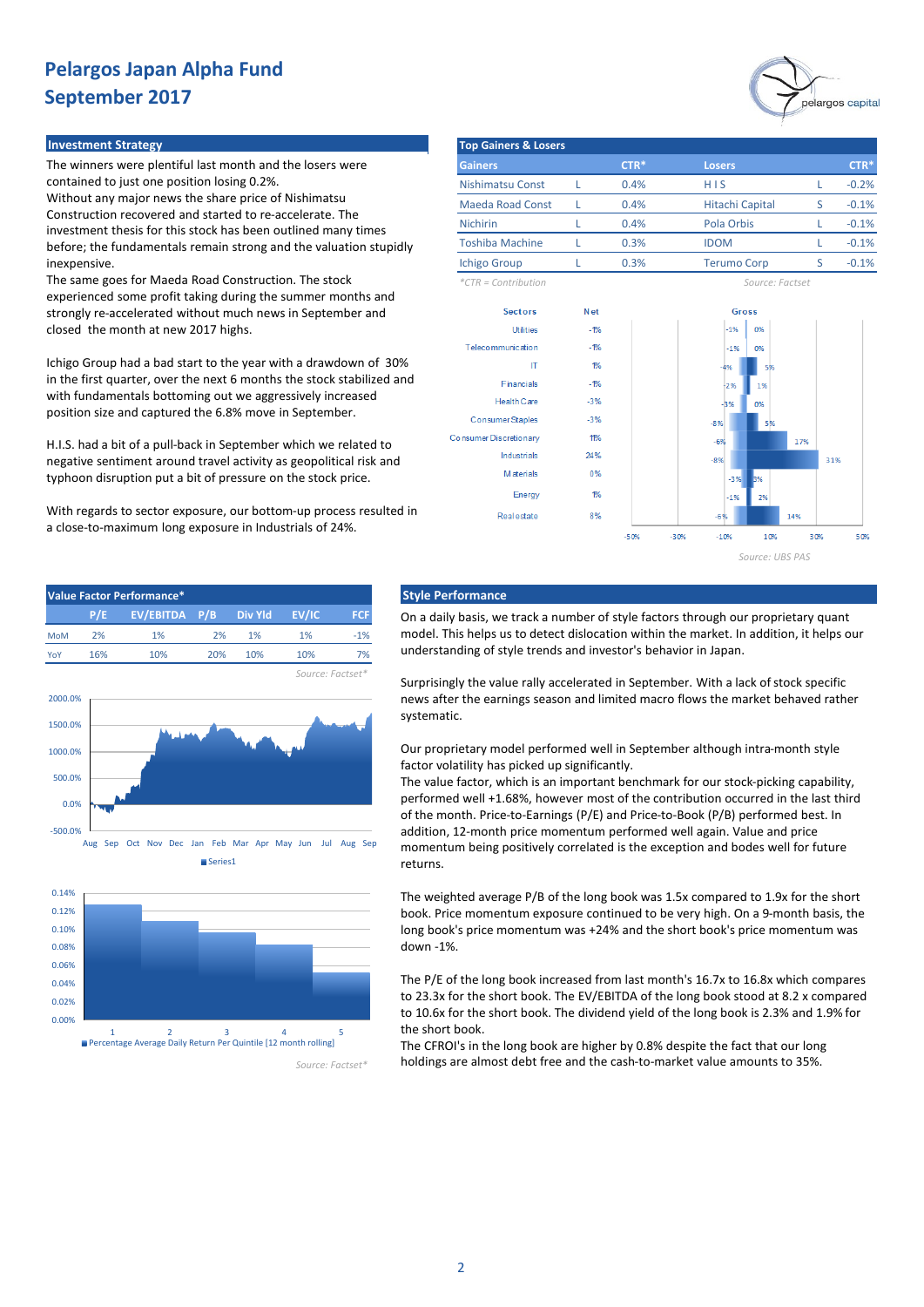# Pelargos Japan Alpha Fund
# September 2017

## Investment Strategy

The winners were plentiful last month and the losers were contained to just one position losing 0.2%.
Without any major news the share price of Nishimatsu Construction recovered and started to re-accelerate. The investment thesis for this stock has been outlined many times before; the fundamentals remain strong and the valuation stupidly inexpensive.
The same goes for Maeda Road Construction. The stock experienced some profit taking during the summer months and strongly re-accelerated without much news in September and closed the month at new 2017 highs.

Ichigo Group had a bad start to the year with a drawdown of 30% in the first quarter, over the next 6 months the stock stabilized and with fundamentals bottoming out we aggressively increased position size and captured the 6.8% move in September.

H.I.S. had a bit of a pull-back in September which we related to negative sentiment around travel activity as geopolitical risk and typhoon disruption put a bit of pressure on the stock price.

With regards to sector exposure, our bottom-up process resulted in a close-to-maximum long exposure in Industrials of 24%.

## Top Gainers & Losers

| Gainers | | CTR* | Losers | | CTR* |
|---|---|---|---|---|---|
| Nishimatsu Const | L | 0.4% | H I S | L | -0.2% |
| Maeda Road Const | L | 0.4% | Hitachi Capital | S | -0.1% |
| Nichirin | L | 0.4% | Pola Orbis | L | -0.1% |
| Toshiba Machine | L | 0.3% | IDOM | L | -0.1% |
| Ichigo Group | L | 0.3% | Terumo Corp | S | -0.1% |

*\*CTR = Contribution*  Source: Factset

| Sectors | Net | Gross (short) | Gross (long) |
|---|---|---|---|
| Utilities | -1% | -1% | 0% |
| Telecommunication | -1% | -1% | 0% |
| IT | 1% | -4% | 5% |
| Financials | -1% | -2% | 1% |
| Health Care | -3% | -3% | 0% |
| Consumer Staples | -3% | -8% | 5% |
| Consumer Discretionary | 11% | -6% | 17% |
| Industrials | 24% | -8% | 31% |
| Materials | 0% | -3% | 3% |
| Energy | 1% | -1% | 2% |
| Real estate | 8% | -6% | 14% |

Source: UBS PAS

## Value Factor Performance*

| | P/E | EV/EBITDA | P/B | Div Yld | EV/IC | FCF |
|---|---|---|---|---|---|---|
| MoM | 2% | 1% | 2% | 1% | 1% | -1% |
| YoY | 16% | 10% | 20% | 10% | 10% | 7% |

Source: Factset*

Series1

Percentage Average Daily Return Per Quintile [12 month rolling]

Source: Factset*

## Style Performance

On a daily basis, we track a number of style factors through our proprietary quant model. This helps us to detect dislocation within the market. In addition, it helps our understanding of style trends and investor's behavior in Japan.

Surprisingly the value rally accelerated in September. With a lack of stock specific news after the earnings season and limited macro flows the market behaved rather systematic.

Our proprietary model performed well in September although intra-month style factor volatility has picked up significantly.
The value factor, which is an important benchmark for our stock-picking capability, performed well +1.68%, however most of the contribution occurred in the last third of the month. Price-to-Earnings (P/E) and Price-to-Book (P/B) performed best. In addition, 12-month price momentum performed well again. Value and price momentum being positively correlated is the exception and bodes well for future returns.

The weighted average P/B of the long book was 1.5x compared to 1.9x for the short book. Price momentum exposure continued to be very high. On a 9-month basis, the long book's price momentum was +24% and the short book's price momentum was down -1%.

The P/E of the long book increased from last month's 16.7x to 16.8x which compares to 23.3x for the short book. The EV/EBITDA of the long book stood at 8.2 x compared to 10.6x for the short book. The dividend yield of the long book is 2.3% and 1.9% for the short book.
The CFROI's in the long book are higher by 0.8% despite the fact that our long holdings are almost debt free and the cash-to-market value amounts to 35%.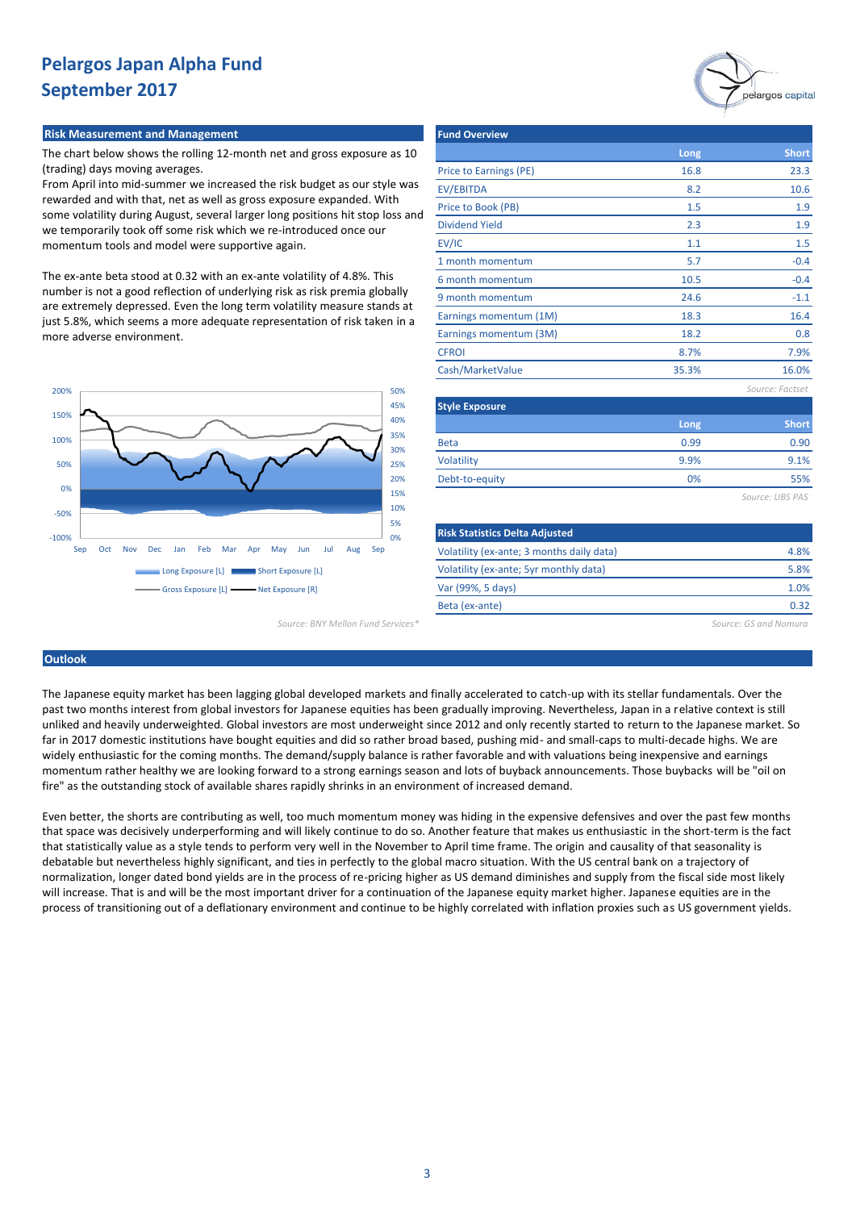# Pelargos Japan Alpha Fund
## September 2017

### Risk Measurement and Management

The chart below shows the rolling 12-month net and gross exposure as 10 (trading) days moving averages.
From April into mid-summer we increased the risk budget as our style was rewarded and with that, net as well as gross exposure expanded. With some volatility during August, several larger long positions hit stop loss and we temporarily took off some risk which we re-introduced once our momentum tools and model were supportive again.

The ex-ante beta stood at 0.32 with an ex-ante volatility of 4.8%. This number is not a good reflection of underlying risk as risk premia globally are extremely depressed. Even the long term volatility measure stands at just 5.8%, which seems a more adequate representation of risk taken in a more adverse environment.

Long Exposure [L] | Short Exposure [L] | Gross Exposure [L] | Net Exposure [R]

*Source: BNY Mellon Fund Services**

### Fund Overview

| | Long | Short |
|---|---|---|
| Price to Earnings (PE) | 16.8 | 23.3 |
| EV/EBITDA | 8.2 | 10.6 |
| Price to Book (PB) | 1.5 | 1.9 |
| Dividend Yield | 2.3 | 1.9 |
| EV/IC | 1.1 | 1.5 |
| 1 month momentum | 5.7 | -0.4 |
| 6 month momentum | 10.5 | -0.4 |
| 9 month momentum | 24.6 | -1.1 |
| Earnings momentum (1M) | 18.3 | 16.4 |
| Earnings momentum (3M) | 18.2 | 0.8 |
| CFROI | 8.7% | 7.9% |
| Cash/MarketValue | 35.3% | 16.0% |

*Source: Factset*

### Style Exposure

| | Long | Short |
|---|---|---|
| Beta | 0.99 | 0.90 |
| Volatility | 9.9% | 9.1% |
| Debt-to-equity | 0% | 55% |

*Source: UBS PAS*

### Risk Statistics Delta Adjusted

| | |
|---|---|
| Volatility (ex-ante; 3 months daily data) | 4.8% |
| Volatility (ex-ante; 5yr monthly data) | 5.8% |
| Var (99%, 5 days) | 1.0% |
| Beta (ex-ante) | 0.32 |

*Source: GS and Nomura*

### Outlook

The Japanese equity market has been lagging global developed markets and finally accelerated to catch-up with its stellar fundamentals. Over the past two months interest from global investors for Japanese equities has been gradually improving. Nevertheless, Japan in a relative context is still unliked and heavily underweighted. Global investors are most underweight since 2012 and only recently started to return to the Japanese market. So far in 2017 domestic institutions have bought equities and did so rather broad based, pushing mid- and small-caps to multi-decade highs. We are widely enthusiastic for the coming months. The demand/supply balance is rather favorable and with valuations being inexpensive and earnings momentum rather healthy we are looking forward to a strong earnings season and lots of buyback announcements. Those buybacks will be "oil on fire" as the outstanding stock of available shares rapidly shrinks in an environment of increased demand.

Even better, the shorts are contributing as well, too much momentum money was hiding in the expensive defensives and over the past few months that space was decisively underperforming and will likely continue to do so. Another feature that makes us enthusiastic in the short-term is the fact that statistically value as a style tends to perform very well in the November to April time frame. The origin and causality of that seasonality is debatable but nevertheless highly significant, and ties in perfectly to the global macro situation. With the US central bank on a trajectory of normalization, longer dated bond yields are in the process of re-pricing higher as US demand diminishes and supply from the fiscal side most likely will increase. That is and will be the most important driver for a continuation of the Japanese equity market higher. Japanese equities are in the process of transitioning out of a deflationary environment and continue to be highly correlated with inflation proxies such as US government yields.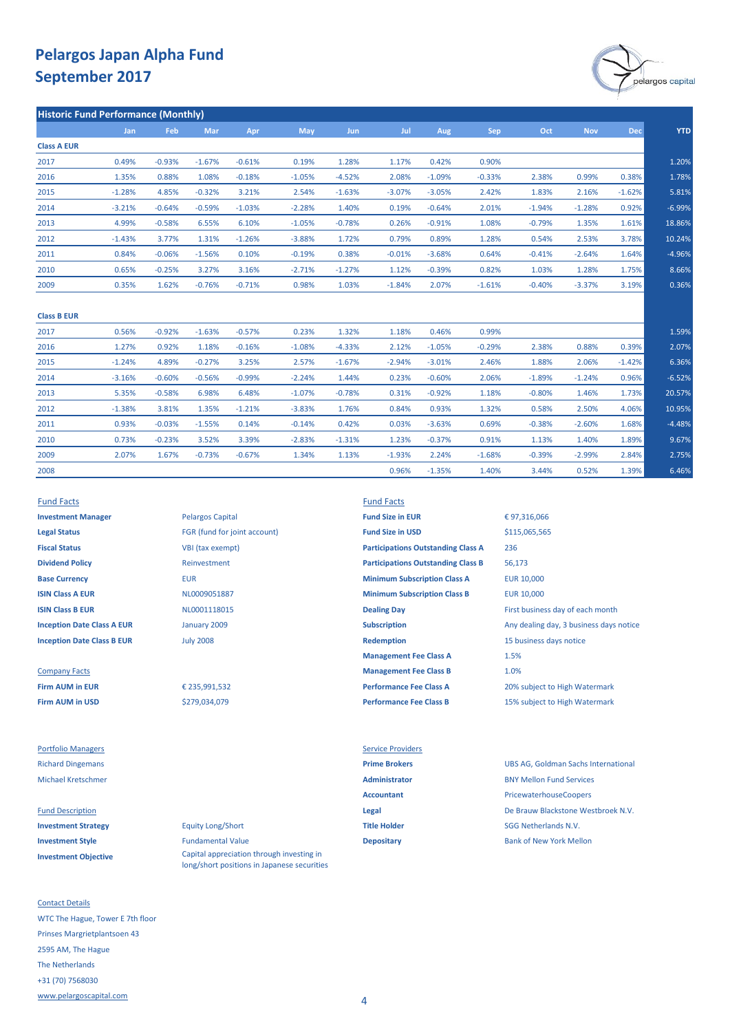# Pelargos Japan Alpha Fund
# September 2017

## Historic Fund Performance (Monthly)

| | Jan | Feb | Mar | Apr | May | Jun | Jul | Aug | Sep | Oct | Nov | Dec | YTD |
|---|---|---|---|---|---|---|---|---|---|---|---|---|---|
| **Class A EUR** | | | | | | | | | | | | | |
| 2017 | 0.49% | -0.93% | -1.67% | -0.61% | 0.19% | 1.28% | 1.17% | 0.42% | 0.90% | | | | 1.20% |
| 2016 | 1.35% | 0.88% | 1.08% | -0.18% | -1.05% | -4.52% | 2.08% | -1.09% | -0.33% | 2.38% | 0.99% | 0.38% | 1.78% |
| 2015 | -1.28% | 4.85% | -0.32% | 3.21% | 2.54% | -1.63% | -3.07% | -3.05% | 2.42% | 1.83% | 2.16% | -1.62% | 5.81% |
| 2014 | -3.21% | -0.64% | -0.59% | -1.03% | -2.28% | 1.40% | 0.19% | -0.64% | 2.01% | -1.94% | -1.28% | 0.92% | -6.99% |
| 2013 | 4.99% | -0.58% | 6.55% | 6.10% | -1.05% | -0.78% | 0.26% | -0.91% | 1.08% | -0.79% | 1.35% | 1.61% | 18.86% |
| 2012 | -1.43% | 3.77% | 1.31% | -1.26% | -3.88% | 1.72% | 0.79% | 0.89% | 1.28% | 0.54% | 2.53% | 3.78% | 10.24% |
| 2011 | 0.84% | -0.06% | -1.56% | 0.10% | -0.19% | 0.38% | -0.01% | -3.68% | 0.64% | -0.41% | -2.64% | 1.64% | -4.96% |
| 2010 | 0.65% | -0.25% | 3.27% | 3.16% | -2.71% | -1.27% | 1.12% | -0.39% | 0.82% | 1.03% | 1.28% | 1.75% | 8.66% |
| 2009 | 0.35% | 1.62% | -0.76% | -0.71% | 0.98% | 1.03% | -1.84% | 2.07% | -1.61% | -0.40% | -3.37% | 3.19% | 0.36% |
| **Class B EUR** | | | | | | | | | | | | | |
| 2017 | 0.56% | -0.92% | -1.63% | -0.57% | 0.23% | 1.32% | 1.18% | 0.46% | 0.99% | | | | 1.59% |
| 2016 | 1.27% | 0.92% | 1.18% | -0.16% | -1.08% | -4.33% | 2.12% | -1.05% | -0.29% | 2.38% | 0.88% | 0.39% | 2.07% |
| 2015 | -1.24% | 4.89% | -0.27% | 3.25% | 2.57% | -1.67% | -2.94% | -3.01% | 2.46% | 1.88% | 2.06% | -1.42% | 6.36% |
| 2014 | -3.16% | -0.60% | -0.56% | -0.99% | -2.24% | 1.44% | 0.23% | -0.60% | 2.06% | -1.89% | -1.24% | 0.96% | -6.52% |
| 2013 | 5.35% | -0.58% | 6.98% | 6.48% | -1.07% | -0.78% | 0.31% | -0.92% | 1.18% | -0.80% | 1.46% | 1.73% | 20.57% |
| 2012 | -1.38% | 3.81% | 1.35% | -1.21% | -3.83% | 1.76% | 0.84% | 0.93% | 1.32% | 0.58% | 2.50% | 4.06% | 10.95% |
| 2011 | 0.93% | -0.03% | -1.55% | 0.14% | -0.14% | 0.42% | 0.03% | -3.63% | 0.69% | -0.38% | -2.60% | 1.68% | -4.48% |
| 2010 | 0.73% | -0.23% | 3.52% | 3.39% | -2.83% | -1.31% | 1.23% | -0.37% | 0.91% | 1.13% | 1.40% | 1.89% | 9.67% |
| 2009 | 2.07% | 1.67% | -0.73% | -0.67% | 1.34% | 1.13% | -1.93% | 2.24% | -1.68% | -0.39% | -2.99% | 2.84% | 2.75% |
| 2008 | | | | | | | 0.96% | -1.35% | 1.40% | 3.44% | 0.52% | 1.39% | 6.46% |

### Fund Facts

| | |
|---|---|
| **Investment Manager** | Pelargos Capital |
| **Legal Status** | FGR (fund for joint account) |
| **Fiscal Status** | VBI (tax exempt) |
| **Dividend Policy** | Reinvestment |
| **Base Currency** | EUR |
| **ISIN Class A EUR** | NL0009051887 |
| **ISIN Class B EUR** | NL0001118015 |
| **Inception Date Class A EUR** | January 2009 |
| **Inception Date Class B EUR** | July 2008 |

### Company Facts

| | |
|---|---|
| **Firm AUM in EUR** | € 235,991,532 |
| **Firm AUM in USD** | $279,034,079 |

### Fund Facts

| | |
|---|---|
| **Fund Size in EUR** | € 97,316,066 |
| **Fund Size in USD** | $115,065,565 |
| **Participations Outstanding Class A** | 236 |
| **Participations Outstanding Class B** | 56,173 |
| **Minimum Subscription Class A** | EUR 10,000 |
| **Minimum Subscription Class B** | EUR 10,000 |
| **Dealing Day** | First business day of each month |
| **Subscription** | Any dealing day, 3 business days notice |
| **Redemption** | 15 business days notice |
| **Management Fee Class A** | 1.5% |
| **Management Fee Class B** | 1.0% |
| **Performance Fee Class A** | 20% subject to High Watermark |
| **Performance Fee Class B** | 15% subject to High Watermark |

### Portfolio Managers

Richard Dingemans

Michael Kretschmer

### Fund Description

| | |
|---|---|
| **Investment Strategy** | Equity Long/Short |
| **Investment Style** | Fundamental Value |
| **Investment Objective** | Capital appreciation through investing in long/short positions in Japanese securities |

### Service Providers

| | |
|---|---|
| **Prime Brokers** | UBS AG, Goldman Sachs International |
| **Administrator** | BNY Mellon Fund Services |
| **Accountant** | PricewaterhouseCoopers |
| **Legal** | De Brauw Blackstone Westbroek N.V. |
| **Title Holder** | SGG Netherlands N.V. |
| **Depositary** | Bank of New York Mellon |

### Contact Details

WTC The Hague, Tower E 7th floor

Prinses Margrietplantsoen 43

2595 AM, The Hague

The Netherlands

+31 (70) 7568030

www.pelargoscapital.com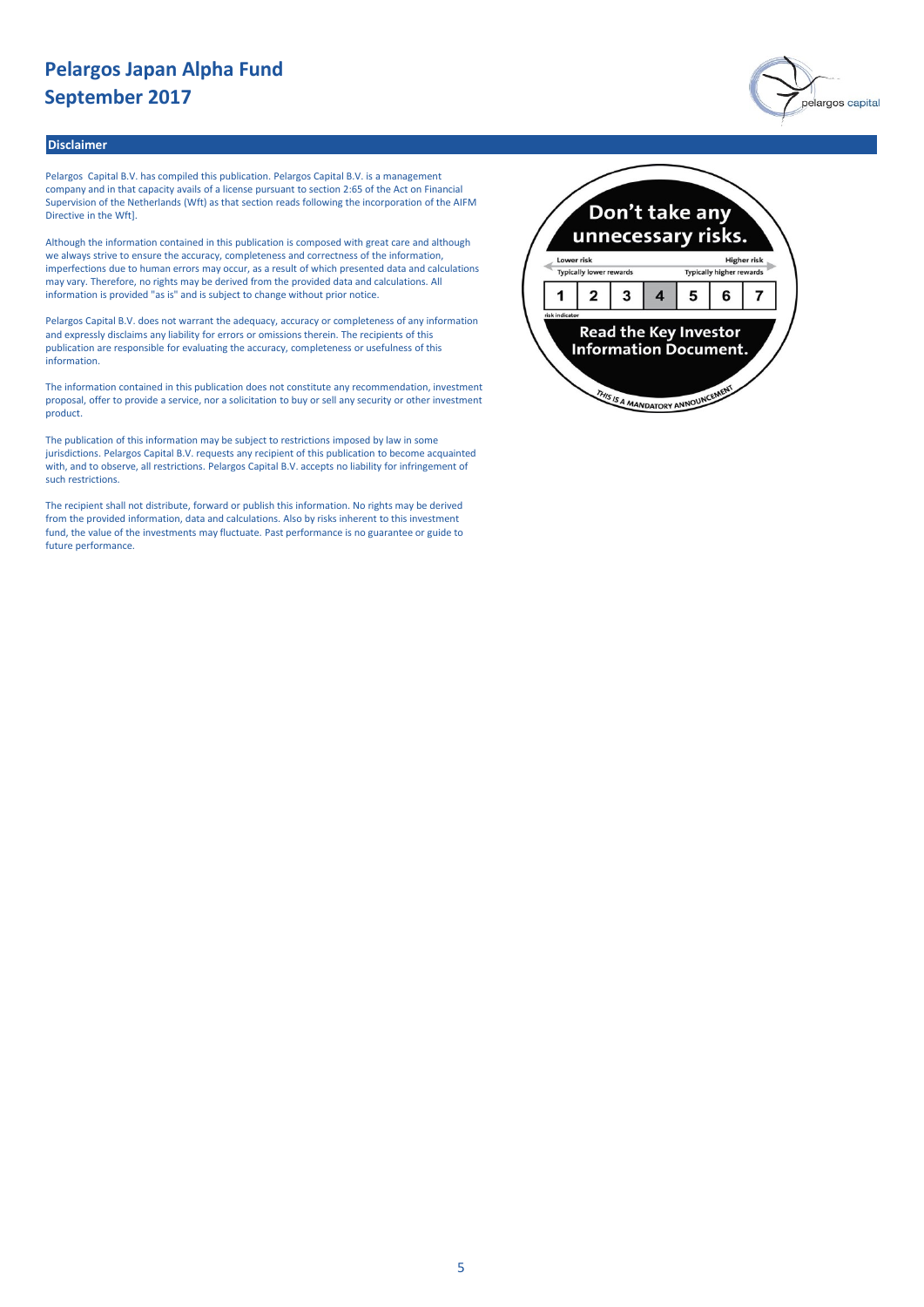# Pelargos Japan Alpha Fund
# September 2017

## Disclaimer

Pelargos Capital B.V. has compiled this publication. Pelargos Capital B.V. is a management company and in that capacity avails of a license pursuant to section 2:65 of the Act on Financial Supervision of the Netherlands (Wft) as that section reads following the incorporation of the AIFM Directive in the Wft].

Although the information contained in this publication is composed with great care and although we always strive to ensure the accuracy, completeness and correctness of the information, imperfections due to human errors may occur, as a result of which presented data and calculations may vary. Therefore, no rights may be derived from the provided data and calculations. All information is provided "as is" and is subject to change without prior notice.

Pelargos Capital B.V. does not warrant the adequacy, accuracy or completeness of any information and expressly disclaims any liability for errors or omissions therein. The recipients of this publication are responsible for evaluating the accuracy, completeness or usefulness of this information.

The information contained in this publication does not constitute any recommendation, investment proposal, offer to provide a service, nor a solicitation to buy or sell any security or other investment product.

The publication of this information may be subject to restrictions imposed by law in some jurisdictions. Pelargos Capital B.V. requests any recipient of this publication to become acquainted with, and to observe, all restrictions. Pelargos Capital B.V. accepts no liability for infringement of such restrictions.

The recipient shall not distribute, forward or publish this information. No rights may be derived from the provided information, data and calculations. Also by risks inherent to this investment fund, the value of the investments may fluctuate. Past performance is no guarantee or guide to future performance.

**Don't take any unnecessary risks.**

Lower risk — Typically lower rewards
Higher risk — Typically higher rewards

1 2 3 4 5 6 7

risk indicator

**Read the Key Investor Information Document.**

THIS IS A MANDATORY ANNOUNCEMENT